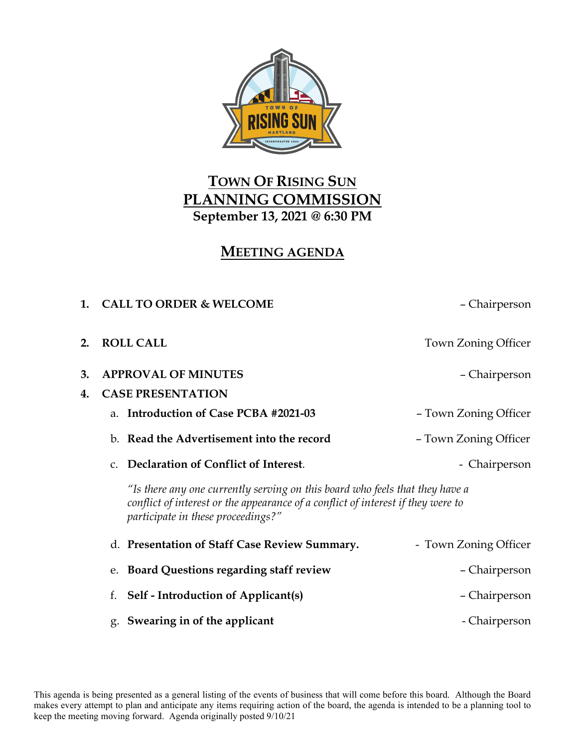# TOWN OF RISING SUN

# PLANNING COMMISSION

**September 13, 2021 @ 6:30 PM**

## MEETING AGENDA

1. **CALL TO ORDER & WELCOME** – Chairperson
2. **ROLL CALL** Town Zoning Officer
3. **APPROVAL OF MINUTES** – Chairperson
4. **CASE PRESENTATION**
   a. **Introduction of Case PCBA #2021-03** – Town Zoning Officer
   b. **Read the Advertisement into the record** – Town Zoning Officer
   c. **Declaration of Conflict of Interest**. - Chairperson

      *"Is there any one currently serving on this board who feels that they have a conflict of interest or the appearance of a conflict of interest if they were to participate in these proceedings?"*

   d. **Presentation of Staff Case Review Summary.** - Town Zoning Officer
   e. **Board Questions regarding staff review** – Chairperson
   f. **Self - Introduction of Applicant(s)** – Chairperson
   g. **Swearing in of the applicant** - Chairperson

This agenda is being presented as a general listing of the events of business that will come before this board. Although the Board makes every attempt to plan and anticipate any items requiring action of the board, the agenda is intended to be a planning tool to keep the meeting moving forward. Agenda originally posted 9/10/21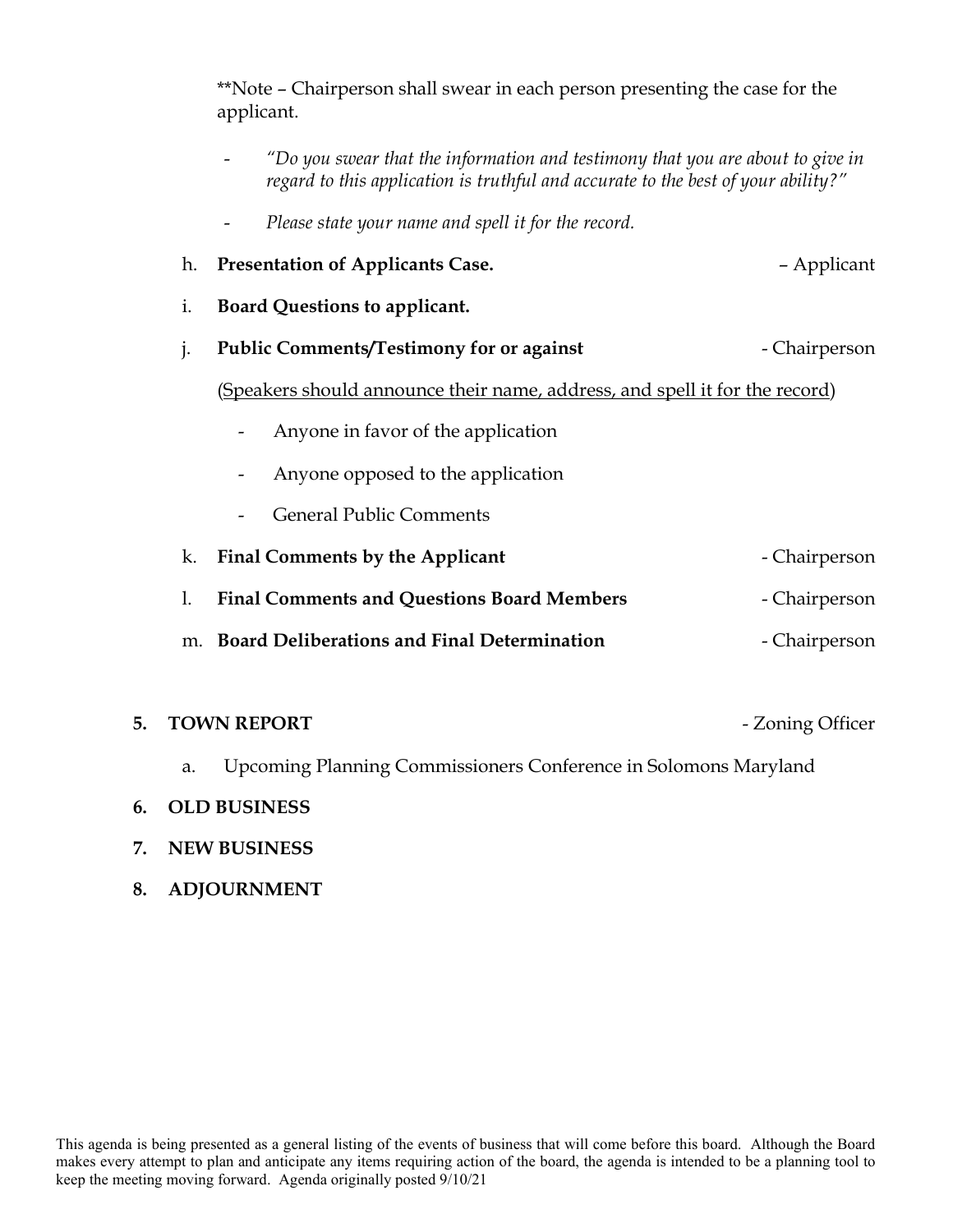**Note – Chairperson shall swear in each person presenting the case for the applicant.

- *"Do you swear that the information and testimony that you are about to give in regard to this application is truthful and accurate to the best of your ability?"*
- *Please state your name and spell it for the record.*

h. **Presentation of Applicants Case.** – Applicant

i. **Board Questions to applicant.**

j. **Public Comments/Testimony for or against** - Chairperson

(Speakers should announce their name, address, and spell it for the record)

- Anyone in favor of the application
- Anyone opposed to the application
- General Public Comments

k. **Final Comments by the Applicant** - Chairperson

l. **Final Comments and Questions Board Members** - Chairperson

m. **Board Deliberations and Final Determination** - Chairperson

**5. TOWN REPORT** - Zoning Officer

a. Upcoming Planning Commissioners Conference in Solomons Maryland

**6. OLD BUSINESS**

**7. NEW BUSINESS**

**8. ADJOURNMENT**

This agenda is being presented as a general listing of the events of business that will come before this board. Although the Board makes every attempt to plan and anticipate any items requiring action of the board, the agenda is intended to be a planning tool to keep the meeting moving forward. Agenda originally posted 9/10/21